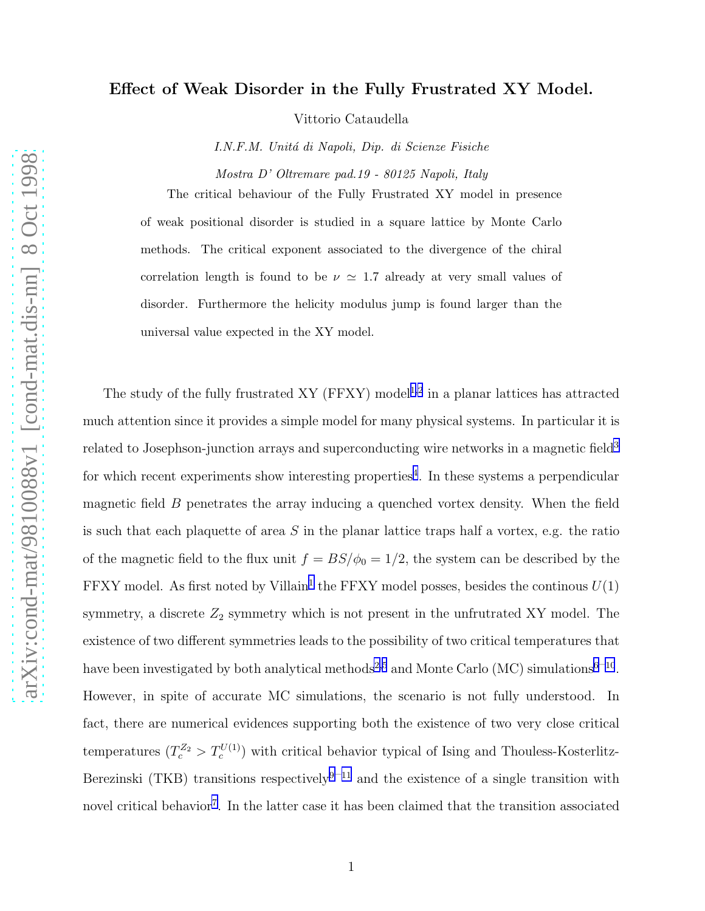# Effect of Weak Disorder in the Fully Frustrated XY Model.

Vittorio Cataudella

*I.N.F.M. Unitá di Napoli, Dip. di Scienze Fisiche*

*Mostra D' Oltremare pad.19 - 80125 Napoli, Italy*

The critical behaviour of the Fully Frustrated XY model in presence of weak positional disorder is studied in a square lattice by Monte Carlo methods. The critical exponent associated to the divergence of the chiral correlation length is found to be $\nu \simeq 1.7$ already at very small values of disorder. Furthermore the helicity modulus jump is found larger than the universal value expected in the XY model.

The study of the fully frustrated XY (FFXY) model[1,2] in a planar lattices has attracted much attention since it provides a simple model for many physical systems. In particular it is related to Josephson-junction arrays and superconducting wire networks in a magnetic field[3] for which recent experiments show interesting properties[4]. In these systems a perpendicular magnetic field $B$ penetrates the array inducing a quenched vortex density. When the field is such that each plaquette of area $S$ in the planar lattice traps half a vortex, e.g. the ratio of the magnetic field to the flux unit $f = BS/\phi_0 = 1/2$, the system can be described by the FFXY model. As first noted by Villain[1] the FFXY model posses, besides the continous $U(1)$ symmetry, a discrete $Z_2$ symmetry which is not present in the unfrutrated XY model. The existence of two different symmetries leads to the possibility of two critical temperatures that have been investigated by both analytical methods[2,5] and Monte Carlo (MC) simulations[6-10]. However, in spite of accurate MC simulations, the scenario is not fully understood. In fact, there are numerical evidences supporting both the existence of two very close critical temperatures ($T_c^{Z_2} > T_c^{U(1)}$) with critical behavior typical of Ising and Thouless-Kosterlitz-Berezinski (TKB) transitions respectively[9-11] and the existence of a single transition with novel critical behavior[7]. In the latter case it has been claimed that the transition associated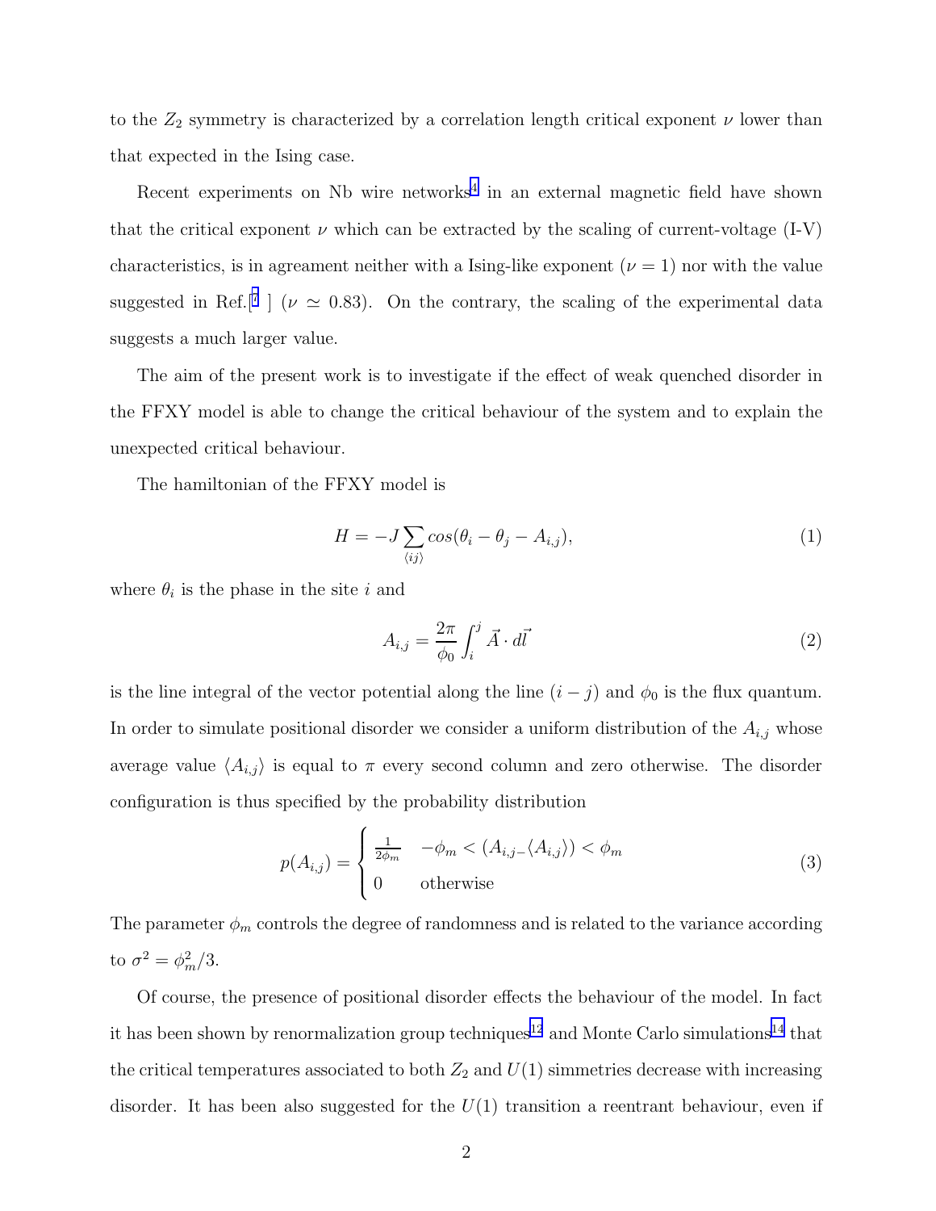to the $Z_2$ symmetry is characterized by a correlation length critical exponent $\nu$ lower than that expected in the Ising case.

Recent experiments on Nb wire networks[4] in an external magnetic field have shown that the critical exponent $\nu$ which can be extracted by the scaling of current-voltage (I-V) characteristics, is in agreament neither with a Ising-like exponent ($\nu = 1$) nor with the value suggested in Ref.[7] ] ($\nu \simeq 0.83$). On the contrary, the scaling of the experimental data suggests a much larger value.

The aim of the present work is to investigate if the effect of weak quenched disorder in the FFXY model is able to change the critical behaviour of the system and to explain the unexpected critical behaviour.

The hamiltonian of the FFXY model is

$$H = -J \sum_{\langle ij \rangle} cos(\theta_i - \theta_j - A_{i,j}), \tag{1}$$

where $\theta_i$ is the phase in the site $i$ and

$$A_{i,j} = \frac{2\pi}{\phi_0} \int_i^j \vec{A} \cdot d\vec{l} \tag{2}$$

is the line integral of the vector potential along the line $(i - j)$ and $\phi_0$ is the flux quantum. In order to simulate positional disorder we consider a uniform distribution of the $A_{i,j}$ whose average value $\langle A_{i,j} \rangle$ is equal to $\pi$ every second column and zero otherwise. The disorder configuration is thus specified by the probability distribution

$$p(A_{i,j}) = \begin{cases} \frac{1}{2\phi_m} & -\phi_m < (A_{i,j-} \langle A_{i,j} \rangle) < \phi_m \\ 0 & \text{otherwise} \end{cases} \tag{3}$$

The parameter $\phi_m$ controls the degree of randomness and is related to the variance according to $\sigma^2 = \phi_m^2/3$.

Of course, the presence of positional disorder effects the behaviour of the model. In fact it has been shown by renormalization group techniques[12] and Monte Carlo simulations[14] that the critical temperatures associated to both $Z_2$ and $U(1)$ simmetries decrease with increasing disorder. It has been also suggested for the $U(1)$ transition a reentrant behaviour, even if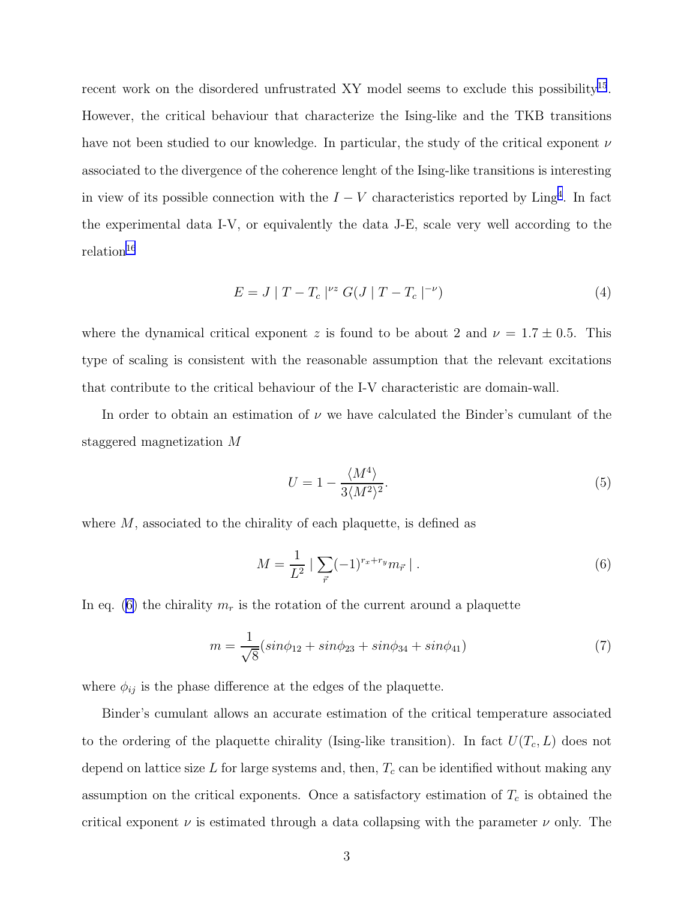recent work on the disordered unfrustrated XY model seems to exclude this possibility[15]. However, the critical behaviour that characterize the Ising-like and the TKB transitions have not been studied to our knowledge. In particular, the study of the critical exponent $\nu$ associated to the divergence of the coherence lenght of the Ising-like transitions is interesting in view of its possible connection with the $I-V$ characteristics reported by Ling[4]. In fact the experimental data I-V, or equivalently the data J-E, scale very well according to the relation[16]

$$E = J \mid T - T_c \mid^{\nu z} G(J \mid T - T_c \mid^{-\nu}) \tag{4}$$

where the dynamical critical exponent $z$ is found to be about 2 and $\nu = 1.7 \pm 0.5$. This type of scaling is consistent with the reasonable assumption that the relevant excitations that contribute to the critical behaviour of the I-V characteristic are domain-wall.

In order to obtain an estimation of $\nu$ we have calculated the Binder's cumulant of the staggered magnetization $M$

$$U = 1 - \frac{\langle M^4 \rangle}{3 \langle M^2 \rangle^2}. \tag{5}$$

where $M$, associated to the chirality of each plaquette, is defined as

$$M = \frac{1}{L^2} \mid \sum_{\vec{r}} (-1)^{r_x + r_y} m_{\vec{r}} \mid . \tag{6}$$

In eq. (6) the chirality $m_r$ is the rotation of the current around a plaquette

$$m = \frac{1}{\sqrt{8}} (sin\phi_{12} + sin\phi_{23} + sin\phi_{34} + sin\phi_{41}) \tag{7}$$

where $\phi_{ij}$ is the phase difference at the edges of the plaquette.

Binder's cumulant allows an accurate estimation of the critical temperature associated to the ordering of the plaquette chirality (Ising-like transition). In fact $U(T_c, L)$ does not depend on lattice size $L$ for large systems and, then, $T_c$ can be identified without making any assumption on the critical exponents. Once a satisfactory estimation of $T_c$ is obtained the critical exponent $\nu$ is estimated through a data collapsing with the parameter $\nu$ only. The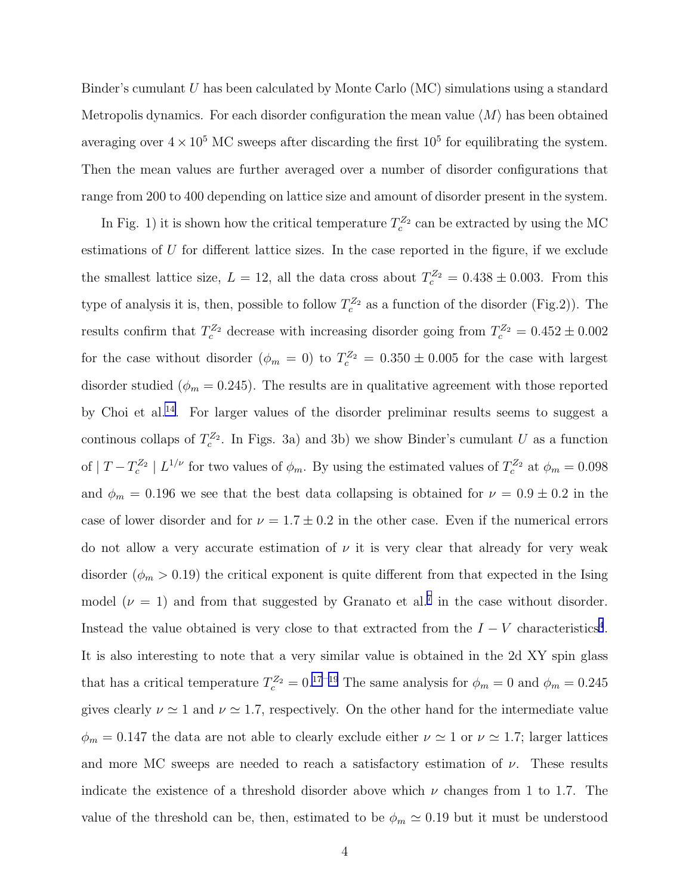Binder's cumulant $U$ has been calculated by Monte Carlo (MC) simulations using a standard Metropolis dynamics. For each disorder configuration the mean value $\langle M \rangle$ has been obtained averaging over $4 \times 10^5$ MC sweeps after discarding the first $10^5$ for equilibrating the system. Then the mean values are further averaged over a number of disorder configurations that range from 200 to 400 depending on lattice size and amount of disorder present in the system.

In Fig. 1) it is shown how the critical temperature $T_c^{Z_2}$ can be extracted by using the MC estimations of $U$ for different lattice sizes. In the case reported in the figure, if we exclude the smallest lattice size, $L = 12$, all the data cross about $T_c^{Z_2} = 0.438 \pm 0.003$. From this type of analysis it is, then, possible to follow $T_c^{Z_2}$ as a function of the disorder (Fig.2)). The results confirm that $T_c^{Z_2}$ decrease with increasing disorder going from $T_c^{Z_2} = 0.452 \pm 0.002$ for the case without disorder ($\phi_m = 0$) to $T_c^{Z_2} = 0.350 \pm 0.005$ for the case with largest disorder studied ($\phi_m = 0.245$). The results are in qualitative agreement with those reported by Choi et al.[14]. For larger values of the disorder preliminar results seems to suggest a continous collaps of $T_c^{Z_2}$. In Figs. 3a) and 3b) we show Binder's cumulant $U$ as a function of $\mid T - T_c^{Z_2} \mid L^{1/\nu}$ for two values of $\phi_m$. By using the estimated values of $T_c^{Z_2}$ at $\phi_m = 0.098$ and $\phi_m = 0.196$ we see that the best data collapsing is obtained for $\nu = 0.9 \pm 0.2$ in the case of lower disorder and for $\nu = 1.7 \pm 0.2$ in the other case. Even if the numerical errors do not allow a very accurate estimation of $\nu$ it is very clear that already for very weak disorder ($\phi_m > 0.19$) the critical exponent is quite different from that expected in the Ising model ($\nu = 1$) and from that suggested by Granato et al.[7] in the case without disorder. Instead the value obtained is very close to that extracted from the $I - V$ characteristics[4]. It is also interesting to note that a very similar value is obtained in the 2d XY spin glass that has a critical temperature $T_c^{Z_2} = 0$.[17–19] The same analysis for $\phi_m = 0$ and $\phi_m = 0.245$ gives clearly $\nu \simeq 1$ and $\nu \simeq 1.7$, respectively. On the other hand for the intermediate value $\phi_m = 0.147$ the data are not able to clearly exclude either $\nu \simeq 1$ or $\nu \simeq 1.7$; larger lattices and more MC sweeps are needed to reach a satisfactory estimation of $\nu$. These results indicate the existence of a threshold disorder above which $\nu$ changes from 1 to 1.7. The value of the threshold can be, then, estimated to be $\phi_m \simeq 0.19$ but it must be understood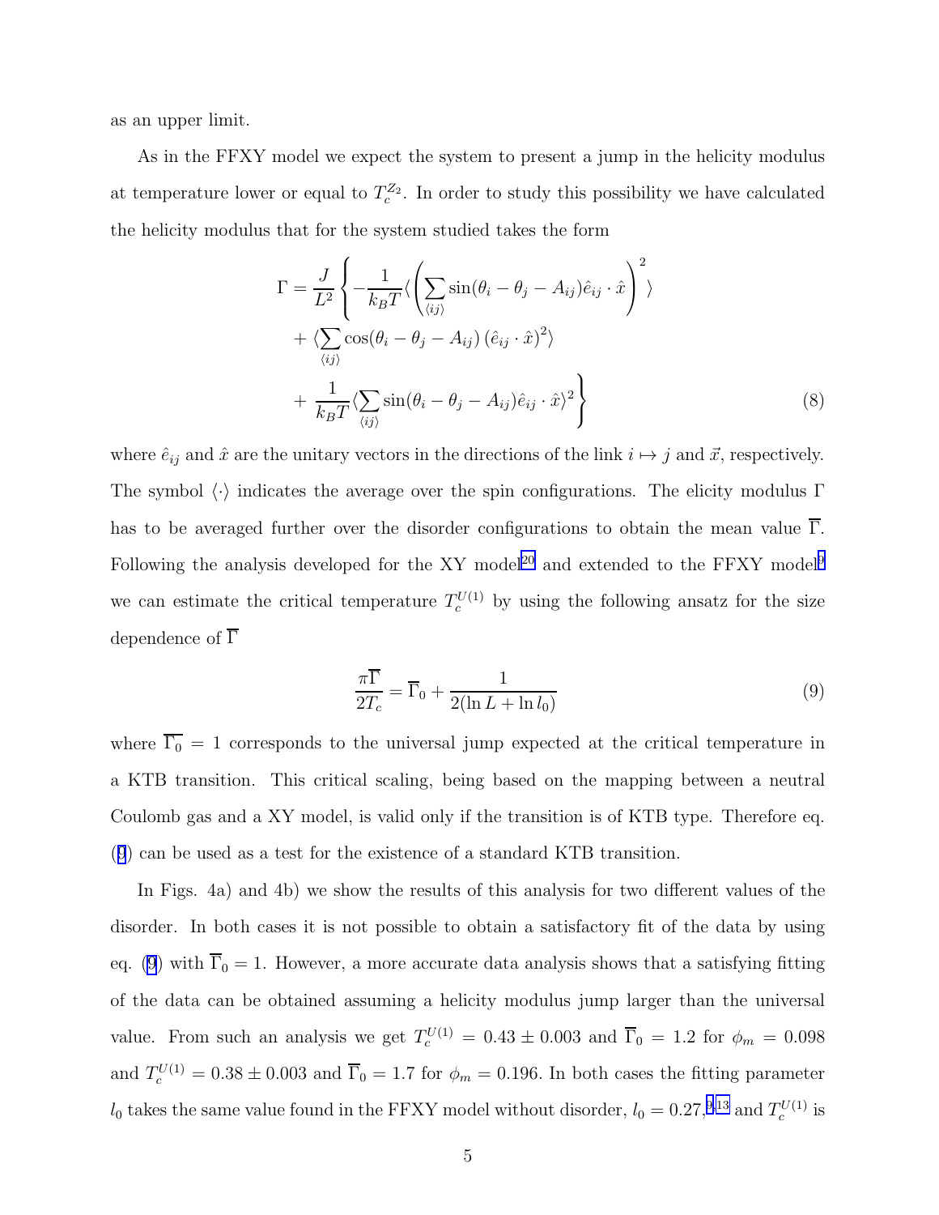as an upper limit.

As in the FFXY model we expect the system to present a jump in the helicity modulus at temperature lower or equal to $T_c^{Z_2}$. In order to study this possibility we have calculated the helicity modulus that for the system studied takes the form

$$
\begin{aligned}
\Gamma = \frac{J}{L^2} \Bigg\{ & -\frac{1}{k_B T} \langle \left( \sum_{\langle ij \rangle} \sin(\theta_i - \theta_j - A_{ij}) \hat{e}_{ij} \cdot \hat{x} \right)^2 \rangle \\
& + \langle \sum_{\langle ij \rangle} \cos(\theta_i - \theta_j - A_{ij}) \left( \hat{e}_{ij} \cdot \hat{x} \right)^2 \rangle \\
& + \frac{1}{k_B T} \langle \sum_{\langle ij \rangle} \sin(\theta_i - \theta_j - A_{ij}) \hat{e}_{ij} \cdot \hat{x} \rangle^2 \Bigg\}
\end{aligned}
\tag{8}
$$

where $\hat{e}_{ij}$ and $\hat{x}$ are the unitary vectors in the directions of the link $i \mapsto j$ and $\vec{x}$, respectively. The symbol $\langle \cdot \rangle$ indicates the average over the spin configurations. The elicity modulus $\Gamma$ has to be averaged further over the disorder configurations to obtain the mean value $\overline{\Gamma}$. Following the analysis developed for the XY model[20] and extended to the FFXY model[9] we can estimate the critical temperature $T_c^{U(1)}$ by using the following ansatz for the size dependence of $\overline{\Gamma}$

$$
\frac{\pi \overline{\Gamma}}{2 T_c} = \overline{\Gamma}_0 + \frac{1}{2(\ln L + \ln l_0)}
\tag{9}
$$

where $\overline{\Gamma_0} = 1$ corresponds to the universal jump expected at the critical temperature in a KTB transition. This critical scaling, being based on the mapping between a neutral Coulomb gas and a XY model, is valid only if the transition is of KTB type. Therefore eq. (9) can be used as a test for the existence of a standard KTB transition.

In Figs. 4a) and 4b) we show the results of this analysis for two different values of the disorder. In both cases it is not possible to obtain a satisfactory fit of the data by using eq. (9) with $\overline{\Gamma}_0 = 1$. However, a more accurate data analysis shows that a satisfying fitting of the data can be obtained assuming a helicity modulus jump larger than the universal value. From such an analysis we get $T_c^{U(1)} = 0.43 \pm 0.003$ and $\overline{\Gamma}_0 = 1.2$ for $\phi_m = 0.098$ and $T_c^{U(1)} = 0.38 \pm 0.003$ and $\overline{\Gamma}_0 = 1.7$ for $\phi_m = 0.196$. In both cases the fitting parameter $l_0$ takes the same value found in the FFXY model without disorder, $l_0 = 0.27$,[9,13] and $T_c^{U(1)}$ is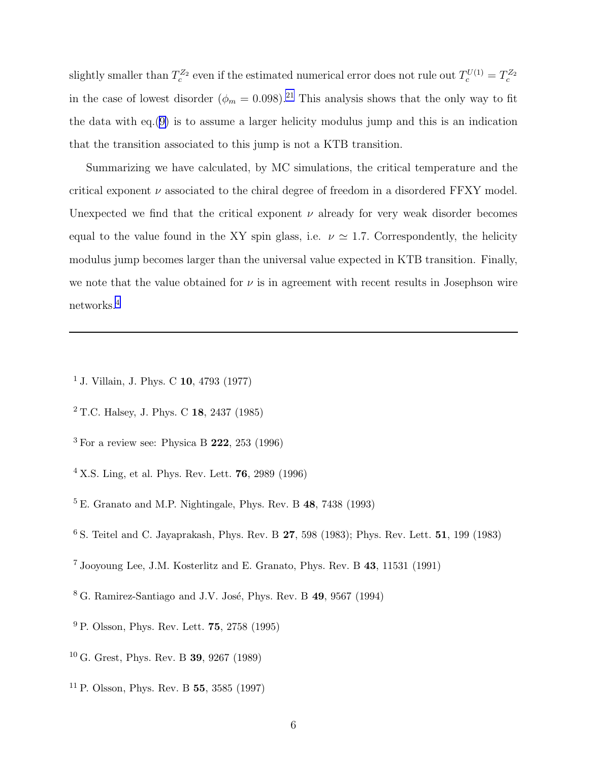slightly smaller than $T_c^{Z_2}$ even if the estimated numerical error does not rule out $T_c^{U(1)} = T_c^{Z_2}$ in the case of lowest disorder ($\phi_m = 0.098$).[21] This analysis shows that the only way to fit the data with eq.(9) is to assume a larger helicity modulus jump and this is an indication that the transition associated to this jump is not a KTB transition.

Summarizing we have calculated, by MC simulations, the critical temperature and the critical exponent $\nu$ associated to the chiral degree of freedom in a disordered FFXY model. Unexpected we find that the critical exponent $\nu$ already for very weak disorder becomes equal to the value found in the XY spin glass, i.e. $\nu \simeq 1.7$. Correspondently, the helicity modulus jump becomes larger than the universal value expected in KTB transition. Finally, we note that the value obtained for $\nu$ is in agreement with recent results in Josephson wire networks.[4]

---

[1] J. Villain, J. Phys. C **10**, 4793 (1977)

[2] T.C. Halsey, J. Phys. C **18**, 2437 (1985)

[3] For a review see: Physica B **222**, 253 (1996)

[4] X.S. Ling, et al. Phys. Rev. Lett. **76**, 2989 (1996)

[5] E. Granato and M.P. Nightingale, Phys. Rev. B **48**, 7438 (1993)

[6] S. Teitel and C. Jayaprakash, Phys. Rev. B **27**, 598 (1983); Phys. Rev. Lett. **51**, 199 (1983)

[7] Jooyoung Lee, J.M. Kosterlitz and E. Granato, Phys. Rev. B **43**, 11531 (1991)

[8] G. Ramirez-Santiago and J.V. José, Phys. Rev. B **49**, 9567 (1994)

[9] P. Olsson, Phys. Rev. Lett. **75**, 2758 (1995)

[10] G. Grest, Phys. Rev. B **39**, 9267 (1989)

[11] P. Olsson, Phys. Rev. B **55**, 3585 (1997)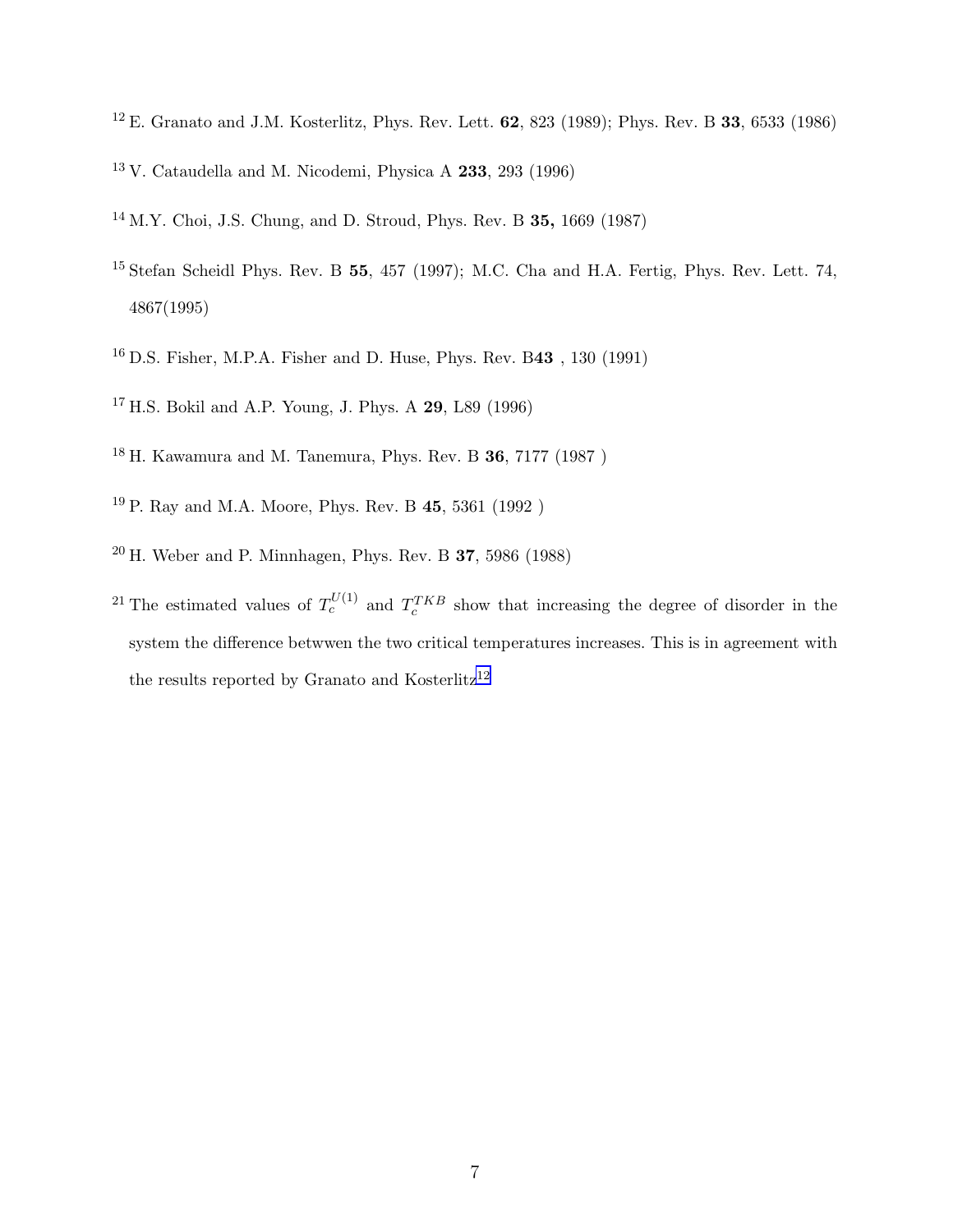[12] E. Granato and J.M. Kosterlitz, Phys. Rev. Lett. **62**, 823 (1989); Phys. Rev. B **33**, 6533 (1986)

[13] V. Cataudella and M. Nicodemi, Physica A **233**, 293 (1996)

[14] M.Y. Choi, J.S. Chung, and D. Stroud, Phys. Rev. B **35,** 1669 (1987)

[15] Stefan Scheidl Phys. Rev. B **55**, 457 (1997); M.C. Cha and H.A. Fertig, Phys. Rev. Lett. 74, 4867(1995)

[16] D.S. Fisher, M.P.A. Fisher and D. Huse, Phys. Rev. B**43** , 130 (1991)

[17] H.S. Bokil and A.P. Young, J. Phys. A **29**, L89 (1996)

[18] H. Kawamura and M. Tanemura, Phys. Rev. B **36**, 7177 (1987 )

[19] P. Ray and M.A. Moore, Phys. Rev. B **45**, 5361 (1992 )

[20] H. Weber and P. Minnhagen, Phys. Rev. B **37**, 5986 (1988)

[21] The estimated values of $T_c^{U(1)}$ and $T_c^{TKB}$ show that increasing the degree of disorder in the system the difference betwwen the two critical temperatures increases. This is in agreement with the results reported by Granato and Kosterlitz[12]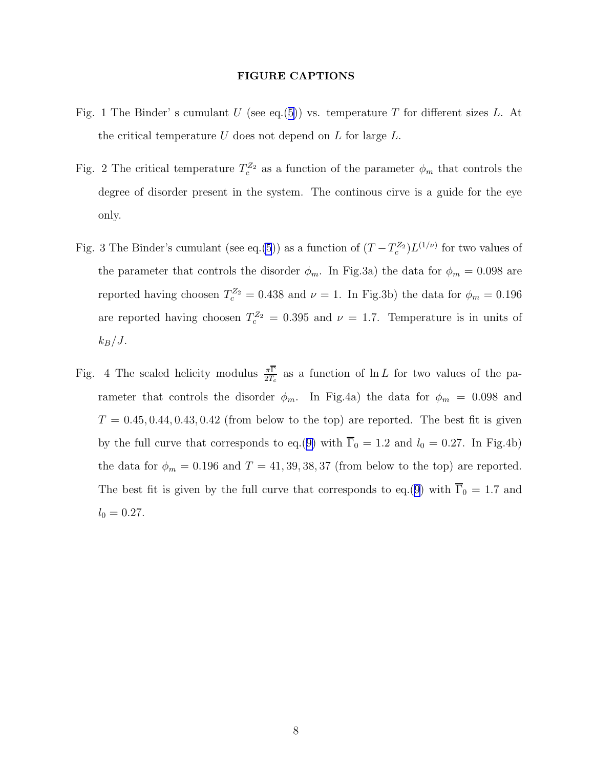## FIGURE CAPTIONS

Fig. 1 The Binder' s cumulant $U$ (see eq.(5)) vs. temperature $T$ for different sizes $L$. At the critical temperature $U$ does not depend on $L$ for large $L$.

Fig. 2 The critical temperature $T_c^{Z_2}$ as a function of the parameter $\phi_m$ that controls the degree of disorder present in the system. The continous cirve is a guide for the eye only.

Fig. 3 The Binder's cumulant (see eq.(5)) as a function of $(T - T_c^{Z_2})L^{(1/\nu)}$ for two values of the parameter that controls the disorder $\phi_m$. In Fig.3a) the data for $\phi_m = 0.098$ are reported having choosen $T_c^{Z_2} = 0.438$ and $\nu = 1$. In Fig.3b) the data for $\phi_m = 0.196$ are reported having choosen $T_c^{Z_2} = 0.395$ and $\nu = 1.7$. Temperature is in units of $k_B/J$.

Fig. 4 The scaled helicity modulus $\frac{\pi\overline{\Gamma}}{2T_c}$ as a function of $\ln L$ for two values of the parameter that controls the disorder $\phi_m$. In Fig.4a) the data for $\phi_m = 0.098$ and $T = 0.45, 0.44, 0.43, 0.42$ (from below to the top) are reported. The best fit is given by the full curve that corresponds to eq.(9) with $\overline{\Gamma}_0 = 1.2$ and $l_0 = 0.27$. In Fig.4b) the data for $\phi_m = 0.196$ and $T = 41, 39, 38, 37$ (from below to the top) are reported. The best fit is given by the full curve that corresponds to eq.(9) with $\overline{\Gamma}_0 = 1.7$ and $l_0 = 0.27$.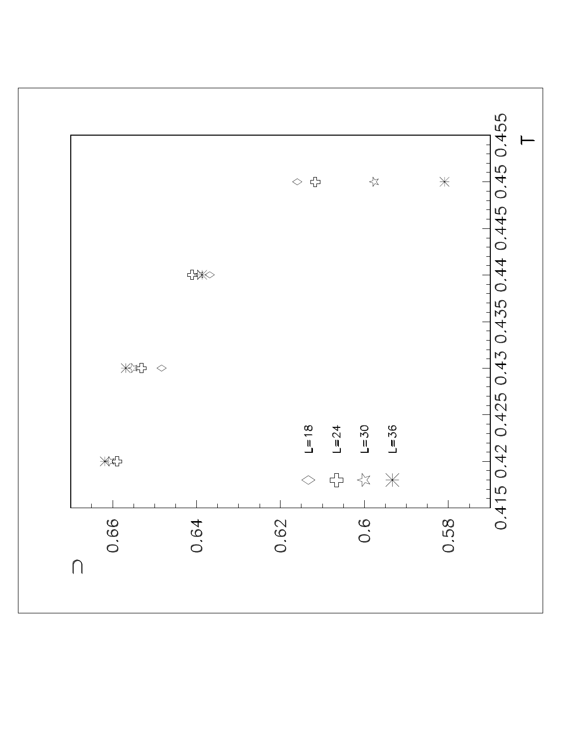U

T

L=18

L=24

L=30

L=36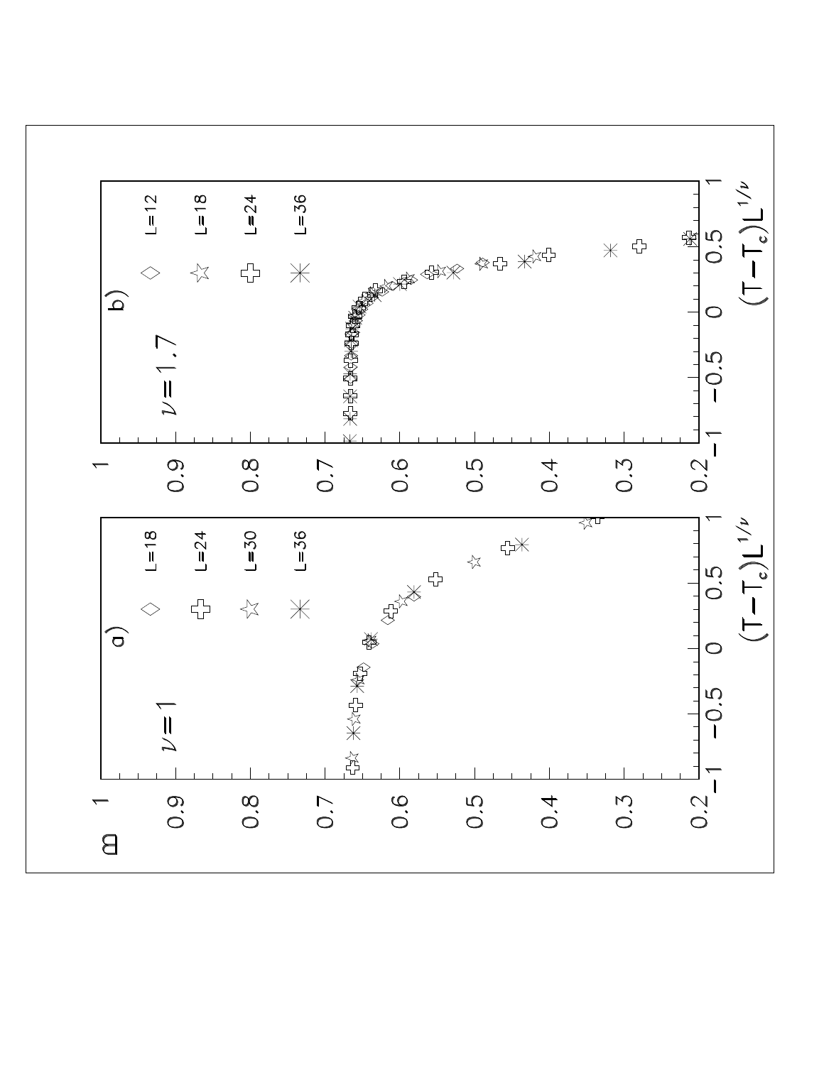m

a) $\nu = 1$

◇ L=18
✚ L=24
☆ L=30
✳ L=36

b) $\nu = 1.7$

◇ L=12
☆ L=18
✚ L=24
✳ L=36

$(T-T_c)L^{1/\nu}$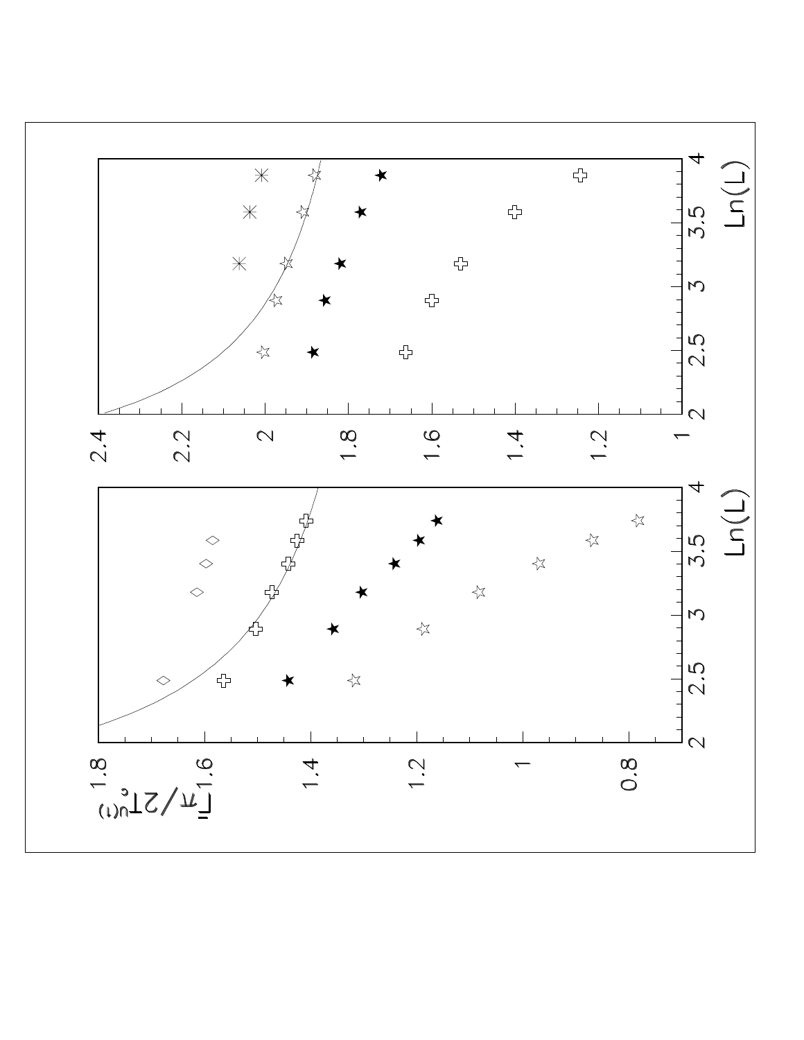$\Gamma\pi/2T_c^{u(1)}$

1.8
1.6
1.4
1.2
1
0.8

2
2.5
3
3.5
4
Ln(L)

2.4
2.2
2
1.8
1.6
1.4
1.2
1

2
2.5
3
3.5
4
Ln(L)